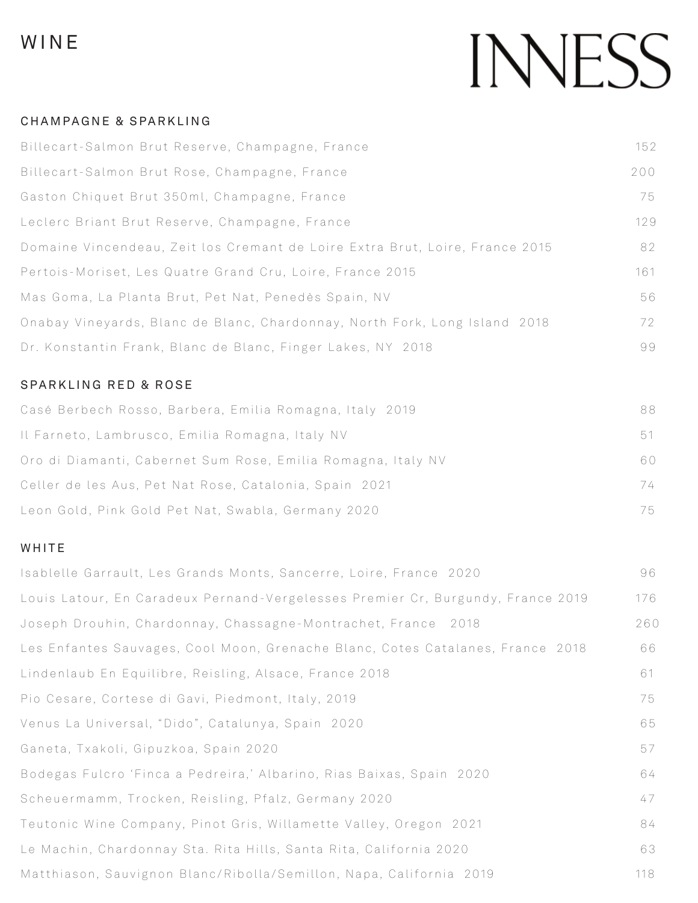# WINE

INNESS

## CHAMPAGNE & SPARKLING

| | |
|---|---|
| Billecart-Salmon Brut Reserve, Champagne, France | 152 |
| Billecart-Salmon Brut Rose, Champagne, France | 200 |
| Gaston Chiquet Brut 350ml, Champagne, France | 75 |
| Leclerc Briant Brut Reserve, Champagne, France | 129 |
| Domaine Vincendeau, Zeit los Cremant de Loire Extra Brut, Loire, France 2015 | 82 |
| Pertois-Moriset, Les Quatre Grand Cru, Loire, France 2015 | 161 |
| Mas Goma, La Planta Brut, Pet Nat, Penedès Spain, NV | 56 |
| Onabay Vineyards, Blanc de Blanc, Chardonnay, North Fork, Long Island 2018 | 72 |
| Dr. Konstantin Frank, Blanc de Blanc, Finger Lakes, NY 2018 | 99 |

## SPARKLING RED & ROSE

| | |
|---|---|
| Casé Berbech Rosso, Barbera, Emilia Romagna, Italy 2019 | 88 |
| Il Farneto, Lambrusco, Emilia Romagna, Italy NV | 51 |
| Oro di Diamanti, Cabernet Sum Rose, Emilia Romagna, Italy NV | 60 |
| Celler de les Aus, Pet Nat Rose, Catalonia, Spain 2021 | 74 |
| Leon Gold, Pink Gold Pet Nat, Swabla, Germany 2020 | 75 |

## WHITE

| | |
|---|---|
| Isablelle Garrault, Les Grands Monts, Sancerre, Loire, France 2020 | 96 |
| Louis Latour, En Caradeux Pernand-Vergelesses Premier Cr, Burgundy, France 2019 | 176 |
| Joseph Drouhin, Chardonnay, Chassagne-Montrachet, France 2018 | 260 |
| Les Enfantes Sauvages, Cool Moon, Grenache Blanc, Cotes Catalanes, France 2018 | 66 |
| Lindenlaub En Equilibre, Reisling, Alsace, France 2018 | 61 |
| Pio Cesare, Cortese di Gavi, Piedmont, Italy, 2019 | 75 |
| Venus La Universal, "Dido", Catalunya, Spain 2020 | 65 |
| Ganeta, Txakoli, Gipuzkoa, Spain 2020 | 57 |
| Bodegas Fulcro 'Finca a Pedreira,' Albarino, Rias Baixas, Spain 2020 | 64 |
| Scheuermamm, Trocken, Reisling, Pfalz, Germany 2020 | 47 |
| Teutonic Wine Company, Pinot Gris, Willamette Valley, Oregon 2021 | 84 |
| Le Machin, Chardonnay Sta. Rita Hills, Santa Rita, California 2020 | 63 |
| Matthiason, Sauvignon Blanc/Ribolla/Semillon, Napa, California 2019 | 118 |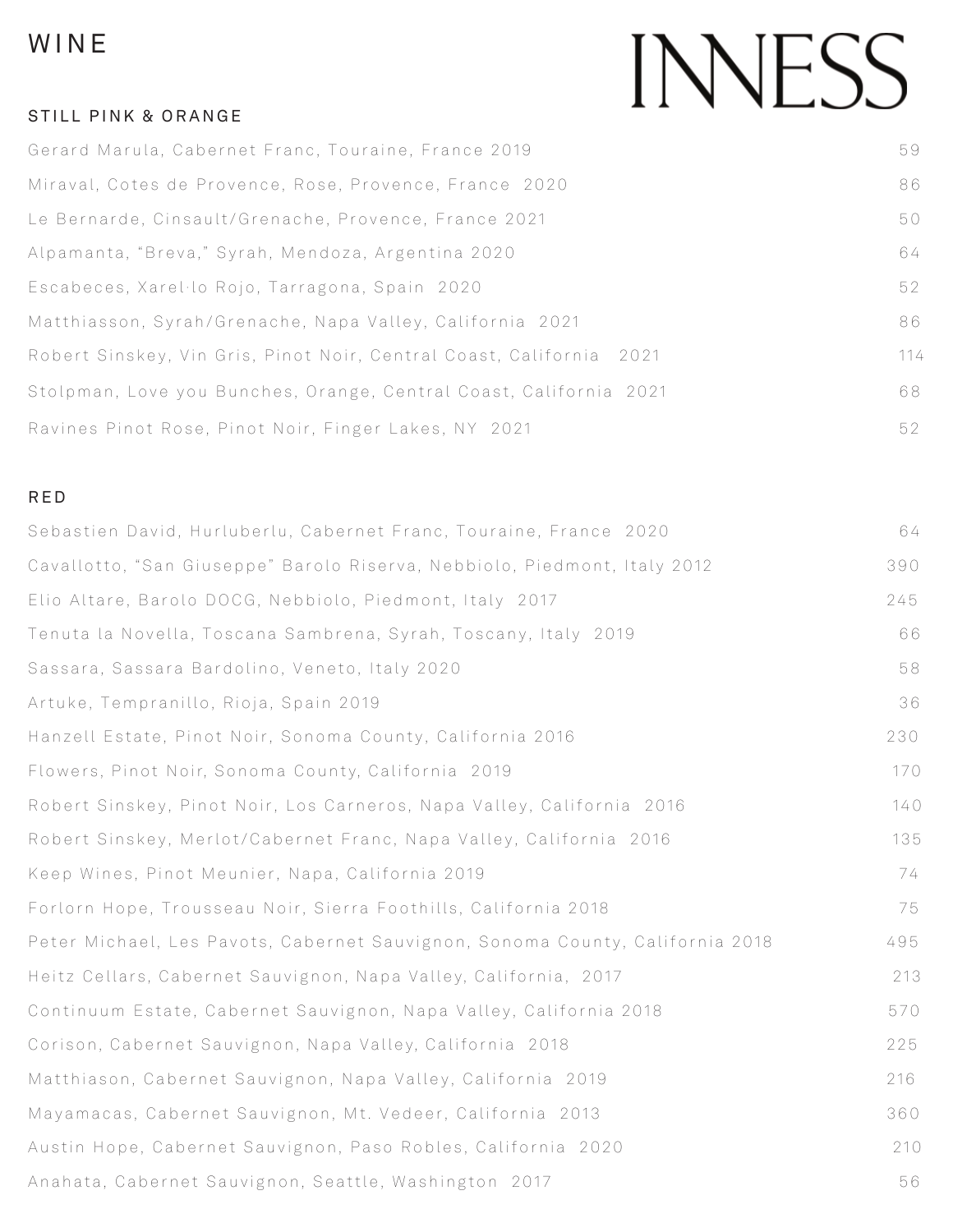# WINE

# INNESS

## STILL PINK & ORANGE

| | |
|---|---|
| Gerard Marula, Cabernet Franc, Touraine, France 2019 | 59 |
| Miraval, Cotes de Provence, Rose, Provence, France 2020 | 86 |
| Le Bernarde, Cinsault/Grenache, Provence, France 2021 | 50 |
| Alpamanta, "Breva," Syrah, Mendoza, Argentina 2020 | 64 |
| Escabeces, Xarel·lo Rojo, Tarragona, Spain 2020 | 52 |
| Matthiasson, Syrah/Grenache, Napa Valley, California 2021 | 86 |
| Robert Sinskey, Vin Gris, Pinot Noir, Central Coast, California 2021 | 114 |
| Stolpman, Love you Bunches, Orange, Central Coast, California 2021 | 68 |
| Ravines Pinot Rose, Pinot Noir, Finger Lakes, NY 2021 | 52 |

## RED

| | |
|---|---|
| Sebastien David, Hurluberlu, Cabernet Franc, Touraine, France 2020 | 64 |
| Cavallotto, "San Giuseppe" Barolo Riserva, Nebbiolo, Piedmont, Italy 2012 | 390 |
| Elio Altare, Barolo DOCG, Nebbiolo, Piedmont, Italy 2017 | 245 |
| Tenuta la Novella, Toscana Sambrena, Syrah, Toscany, Italy 2019 | 66 |
| Sassara, Sassara Bardolino, Veneto, Italy 2020 | 58 |
| Artuke, Tempranillo, Rioja, Spain 2019 | 36 |
| Hanzell Estate, Pinot Noir, Sonoma County, California 2016 | 230 |
| Flowers, Pinot Noir, Sonoma County, California 2019 | 170 |
| Robert Sinskey, Pinot Noir, Los Carneros, Napa Valley, California 2016 | 140 |
| Robert Sinskey, Merlot/Cabernet Franc, Napa Valley, California 2016 | 135 |
| Keep Wines, Pinot Meunier, Napa, California 2019 | 74 |
| Forlorn Hope, Trousseau Noir, Sierra Foothills, California 2018 | 75 |
| Peter Michael, Les Pavots, Cabernet Sauvignon, Sonoma County, California 2018 | 495 |
| Heitz Cellars, Cabernet Sauvignon, Napa Valley, California, 2017 | 213 |
| Continuum Estate, Cabernet Sauvignon, Napa Valley, California 2018 | 570 |
| Corison, Cabernet Sauvignon, Napa Valley, California 2018 | 225 |
| Matthiason, Cabernet Sauvignon, Napa Valley, California 2019 | 216 |
| Mayamacas, Cabernet Sauvignon, Mt. Vedeer, California 2013 | 360 |
| Austin Hope, Cabernet Sauvignon, Paso Robles, California 2020 | 210 |
| Anahata, Cabernet Sauvignon, Seattle, Washington 2017 | 56 |